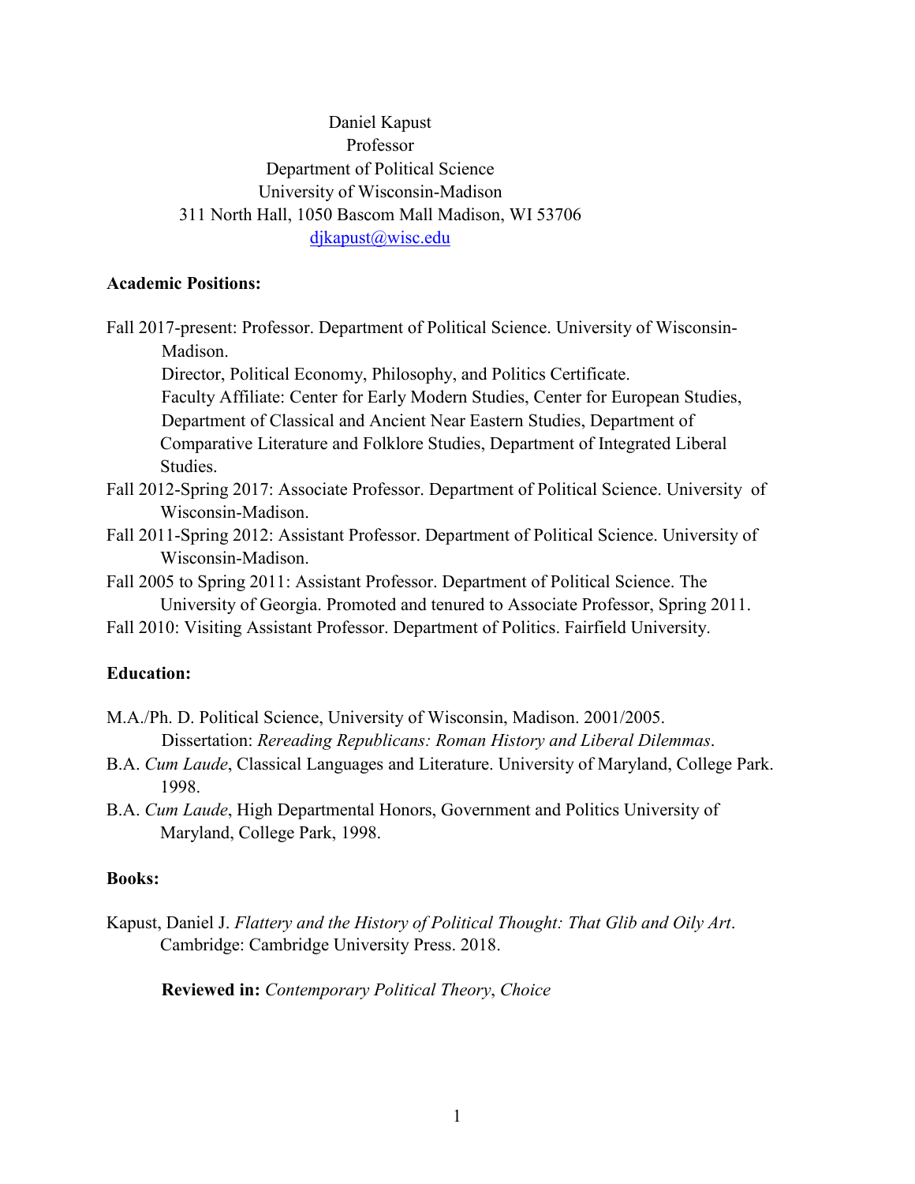Daniel Kapust
Professor
Department of Political Science
University of Wisconsin-Madison
311 North Hall, 1050 Bascom Mall Madison, WI 53706
djkapust@wisc.edu

**Academic Positions:**

Fall 2017-present: Professor. Department of Political Science. University of Wisconsin-Madison.
Director, Political Economy, Philosophy, and Politics Certificate.
Faculty Affiliate: Center for Early Modern Studies, Center for European Studies, Department of Classical and Ancient Near Eastern Studies, Department of Comparative Literature and Folklore Studies, Department of Integrated Liberal Studies.

Fall 2012-Spring 2017: Associate Professor. Department of Political Science. University of Wisconsin-Madison.

Fall 2011-Spring 2012: Assistant Professor. Department of Political Science. University of Wisconsin-Madison.

Fall 2005 to Spring 2011: Assistant Professor. Department of Political Science. The University of Georgia. Promoted and tenured to Associate Professor, Spring 2011.

Fall 2010: Visiting Assistant Professor. Department of Politics. Fairfield University.

**Education:**

M.A./Ph. D. Political Science, University of Wisconsin, Madison. 2001/2005.
Dissertation: *Rereading Republicans: Roman History and Liberal Dilemmas*.

B.A. *Cum Laude*, Classical Languages and Literature. University of Maryland, College Park. 1998.

B.A. *Cum Laude*, High Departmental Honors, Government and Politics University of Maryland, College Park, 1998.

**Books:**

Kapust, Daniel J. *Flattery and the History of Political Thought: That Glib and Oily Art*. Cambridge: Cambridge University Press. 2018.

**Reviewed in:** *Contemporary Political Theory*, *Choice*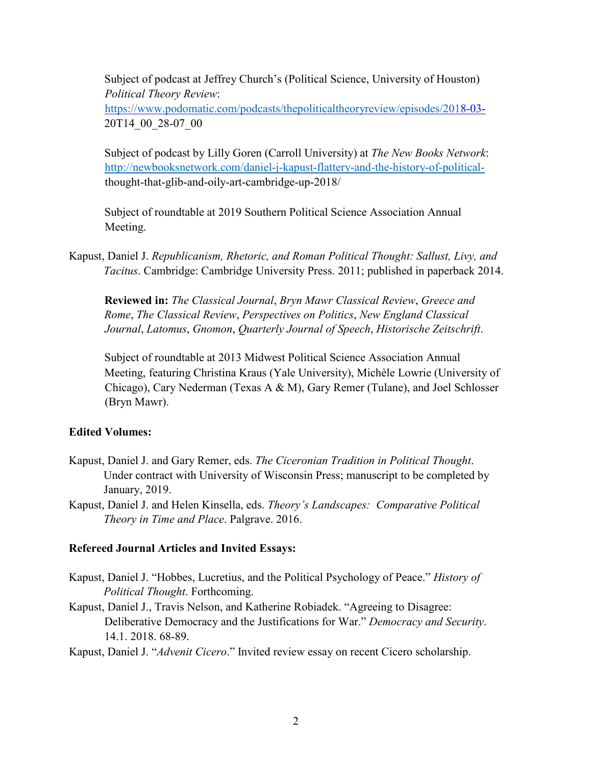Subject of podcast at Jeffrey Church's (Political Science, University of Houston) *Political Theory Review*: https://www.podomatic.com/podcasts/thepoliticaltheoryreview/episodes/2018-03-20T14_00_28-07_00

Subject of podcast by Lilly Goren (Carroll University) at *The New Books Network*: http://newbooksnetwork.com/daniel-j-kapust-flattery-and-the-history-of-political-thought-that-glib-and-oily-art-cambridge-up-2018/

Subject of roundtable at 2019 Southern Political Science Association Annual Meeting.

Kapust, Daniel J. *Republicanism, Rhetoric, and Roman Political Thought: Sallust, Livy, and Tacitus*. Cambridge: Cambridge University Press. 2011; published in paperback 2014.

**Reviewed in:** *The Classical Journal*, *Bryn Mawr Classical Review*, *Greece and Rome*, *The Classical Review*, *Perspectives on Politics*, *New England Classical Journal*, *Latomus*, *Gnomon*, *Quarterly Journal of Speech*, *Historische Zeitschrift*.

Subject of roundtable at 2013 Midwest Political Science Association Annual Meeting, featuring Christina Kraus (Yale University), Michèle Lowrie (University of Chicago), Cary Nederman (Texas A & M), Gary Remer (Tulane), and Joel Schlosser (Bryn Mawr).

**Edited Volumes:**

Kapust, Daniel J. and Gary Remer, eds. *The Ciceronian Tradition in Political Thought*. Under contract with University of Wisconsin Press; manuscript to be completed by January, 2019.

Kapust, Daniel J. and Helen Kinsella, eds. *Theory's Landscapes: Comparative Political Theory in Time and Place*. Palgrave. 2016.

**Refereed Journal Articles and Invited Essays:**

Kapust, Daniel J. "Hobbes, Lucretius, and the Political Psychology of Peace." *History of Political Thought*. Forthcoming.

Kapust, Daniel J., Travis Nelson, and Katherine Robiadek. "Agreeing to Disagree: Deliberative Democracy and the Justifications for War." *Democracy and Security*. 14.1. 2018. 68-89.

Kapust, Daniel J. "*Advenit Cicero*." Invited review essay on recent Cicero scholarship.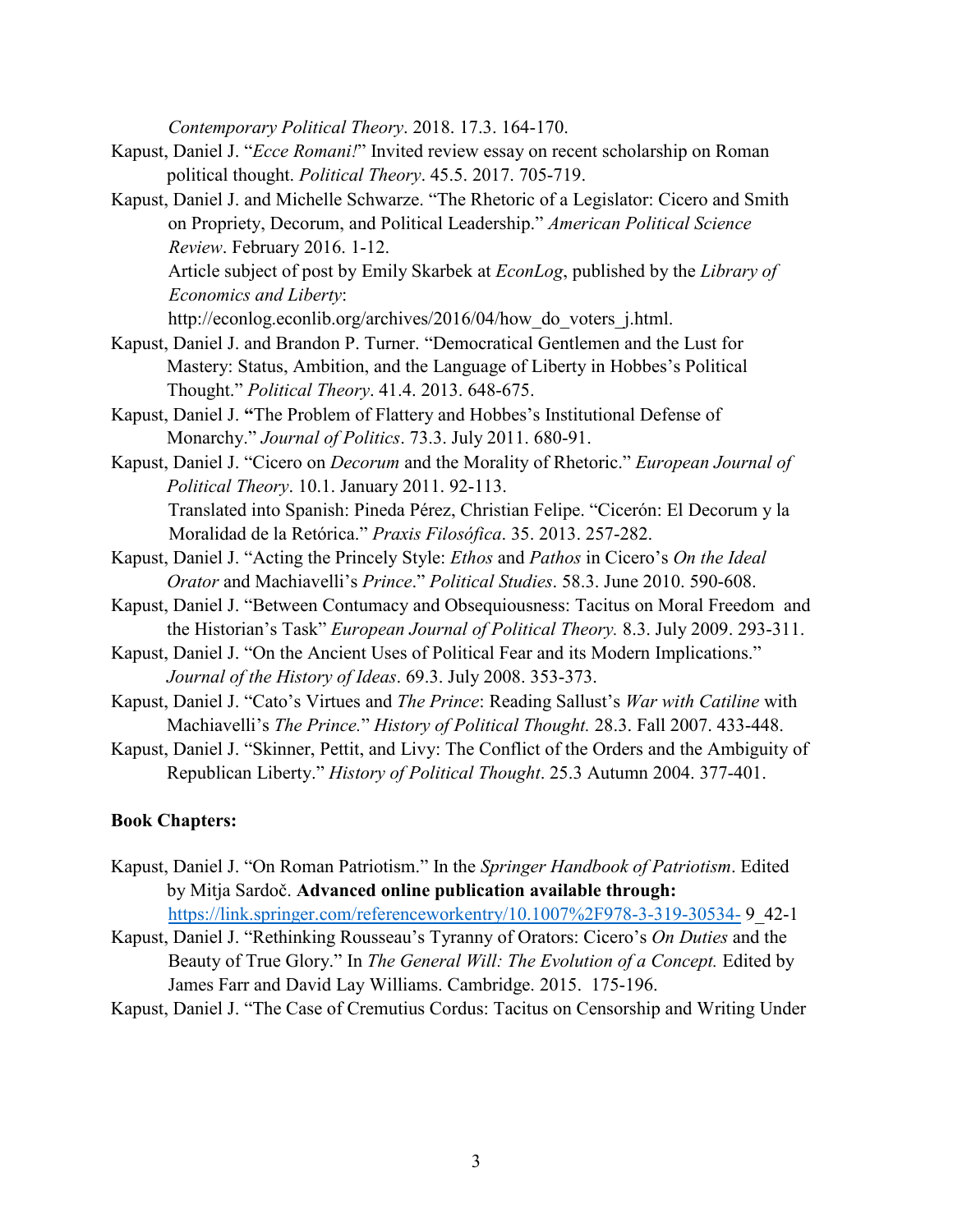*Contemporary Political Theory*. 2018. 17.3. 164-170.

Kapust, Daniel J. "*Ecce Romani!*" Invited review essay on recent scholarship on Roman political thought. *Political Theory*. 45.5. 2017. 705-719.

Kapust, Daniel J. and Michelle Schwarze. "The Rhetoric of a Legislator: Cicero and Smith on Propriety, Decorum, and Political Leadership." *American Political Science Review*. February 2016. 1-12.
Article subject of post by Emily Skarbek at *EconLog*, published by the *Library of Economics and Liberty*:
http://econlog.econlib.org/archives/2016/04/how_do_voters_j.html.

Kapust, Daniel J. and Brandon P. Turner. "Democratical Gentlemen and the Lust for Mastery: Status, Ambition, and the Language of Liberty in Hobbes's Political Thought." *Political Theory*. 41.4. 2013. 648-675.

Kapust, Daniel J. **"**The Problem of Flattery and Hobbes's Institutional Defense of Monarchy." *Journal of Politics*. 73.3. July 2011. 680-91.

Kapust, Daniel J. "Cicero on *Decorum* and the Morality of Rhetoric." *European Journal of Political Theory*. 10.1. January 2011. 92-113.
Translated into Spanish: Pineda Pérez, Christian Felipe. "Cicerón: El Decorum y la Moralidad de la Retórica." *Praxis Filosófica*. 35. 2013. 257-282.

Kapust, Daniel J. "Acting the Princely Style: *Ethos* and *Pathos* in Cicero's *On the Ideal Orator* and Machiavelli's *Prince*." *Political Studies*. 58.3. June 2010. 590-608.

Kapust, Daniel J. "Between Contumacy and Obsequiousness: Tacitus on Moral Freedom and the Historian's Task" *European Journal of Political Theory.* 8.3. July 2009. 293-311.

Kapust, Daniel J. "On the Ancient Uses of Political Fear and its Modern Implications." *Journal of the History of Ideas*. 69.3. July 2008. 353-373.

Kapust, Daniel J. "Cato's Virtues and *The Prince*: Reading Sallust's *War with Catiline* with Machiavelli's *The Prince.*" *History of Political Thought.* 28.3. Fall 2007. 433-448.

Kapust, Daniel J. "Skinner, Pettit, and Livy: The Conflict of the Orders and the Ambiguity of Republican Liberty." *History of Political Thought*. 25.3 Autumn 2004. 377-401.

**Book Chapters:**

Kapust, Daniel J. "On Roman Patriotism." In the *Springer Handbook of Patriotism*. Edited by Mitja Sardoč. **Advanced online publication available through:** https://link.springer.com/referenceworkentry/10.1007%2F978-3-319-30534-9_42-1

Kapust, Daniel J. "Rethinking Rousseau's Tyranny of Orators: Cicero's *On Duties* and the Beauty of True Glory." In *The General Will: The Evolution of a Concept.* Edited by James Farr and David Lay Williams. Cambridge. 2015. 175-196.

Kapust, Daniel J. "The Case of Cremutius Cordus: Tacitus on Censorship and Writing Under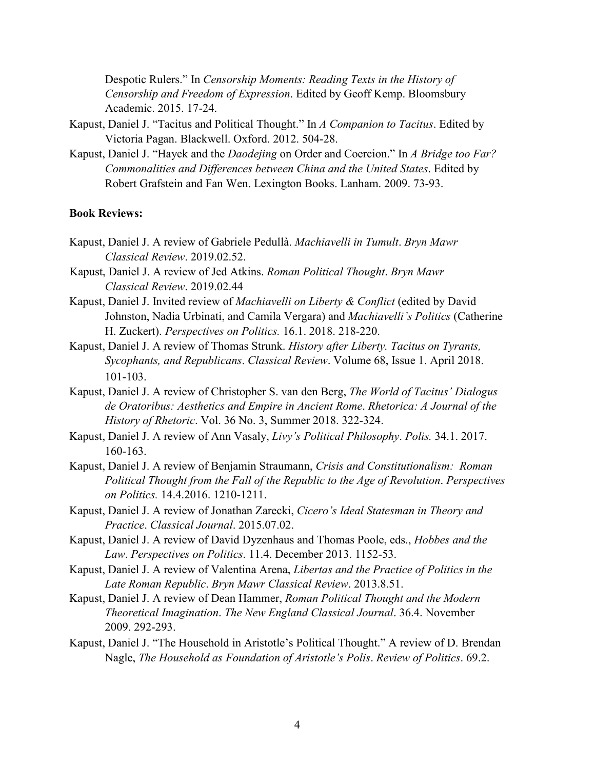Despotic Rulers." In *Censorship Moments: Reading Texts in the History of Censorship and Freedom of Expression*. Edited by Geoff Kemp. Bloomsbury Academic. 2015. 17-24.

Kapust, Daniel J. "Tacitus and Political Thought." In *A Companion to Tacitus*. Edited by Victoria Pagan. Blackwell. Oxford. 2012. 504-28.

Kapust, Daniel J. "Hayek and the *Daodejing* on Order and Coercion." In *A Bridge too Far? Commonalities and Differences between China and the United States*. Edited by Robert Grafstein and Fan Wen. Lexington Books. Lanham. 2009. 73-93.

**Book Reviews:**

Kapust, Daniel J. A review of Gabriele Pedullà. *Machiavelli in Tumult*. *Bryn Mawr Classical Review*. 2019.02.52.

Kapust, Daniel J. A review of Jed Atkins. *Roman Political Thought*. *Bryn Mawr Classical Review*. 2019.02.44

Kapust, Daniel J. Invited review of *Machiavelli on Liberty & Conflict* (edited by David Johnston, Nadia Urbinati, and Camila Vergara) and *Machiavelli's Politics* (Catherine H. Zuckert). *Perspectives on Politics.* 16.1. 2018. 218-220.

Kapust, Daniel J. A review of Thomas Strunk. *History after Liberty. Tacitus on Tyrants, Sycophants, and Republicans*. *Classical Review*. Volume 68, Issue 1. April 2018. 101-103.

Kapust, Daniel J. A review of Christopher S. van den Berg, *The World of Tacitus' Dialogus de Oratoribus: Aesthetics and Empire in Ancient Rome*. *Rhetorica: A Journal of the History of Rhetoric*. Vol. 36 No. 3, Summer 2018. 322-324.

Kapust, Daniel J. A review of Ann Vasaly, *Livy's Political Philosophy*. *Polis.* 34.1. 2017. 160-163.

Kapust, Daniel J. A review of Benjamin Straumann, *Crisis and Constitutionalism: Roman Political Thought from the Fall of the Republic to the Age of Revolution*. *Perspectives on Politics.* 14.4.2016. 1210-1211.

Kapust, Daniel J. A review of Jonathan Zarecki, *Cicero's Ideal Statesman in Theory and Practice*. *Classical Journal*. 2015.07.02.

Kapust, Daniel J. A review of David Dyzenhaus and Thomas Poole, eds., *Hobbes and the Law*. *Perspectives on Politics*. 11.4. December 2013. 1152-53.

Kapust, Daniel J. A review of Valentina Arena, *Libertas and the Practice of Politics in the Late Roman Republic*. *Bryn Mawr Classical Review*. 2013.8.51.

Kapust, Daniel J. A review of Dean Hammer, *Roman Political Thought and the Modern Theoretical Imagination*. *The New England Classical Journal*. 36.4. November 2009. 292-293.

Kapust, Daniel J. "The Household in Aristotle's Political Thought." A review of D. Brendan Nagle, *The Household as Foundation of Aristotle's Polis*. *Review of Politics*. 69.2.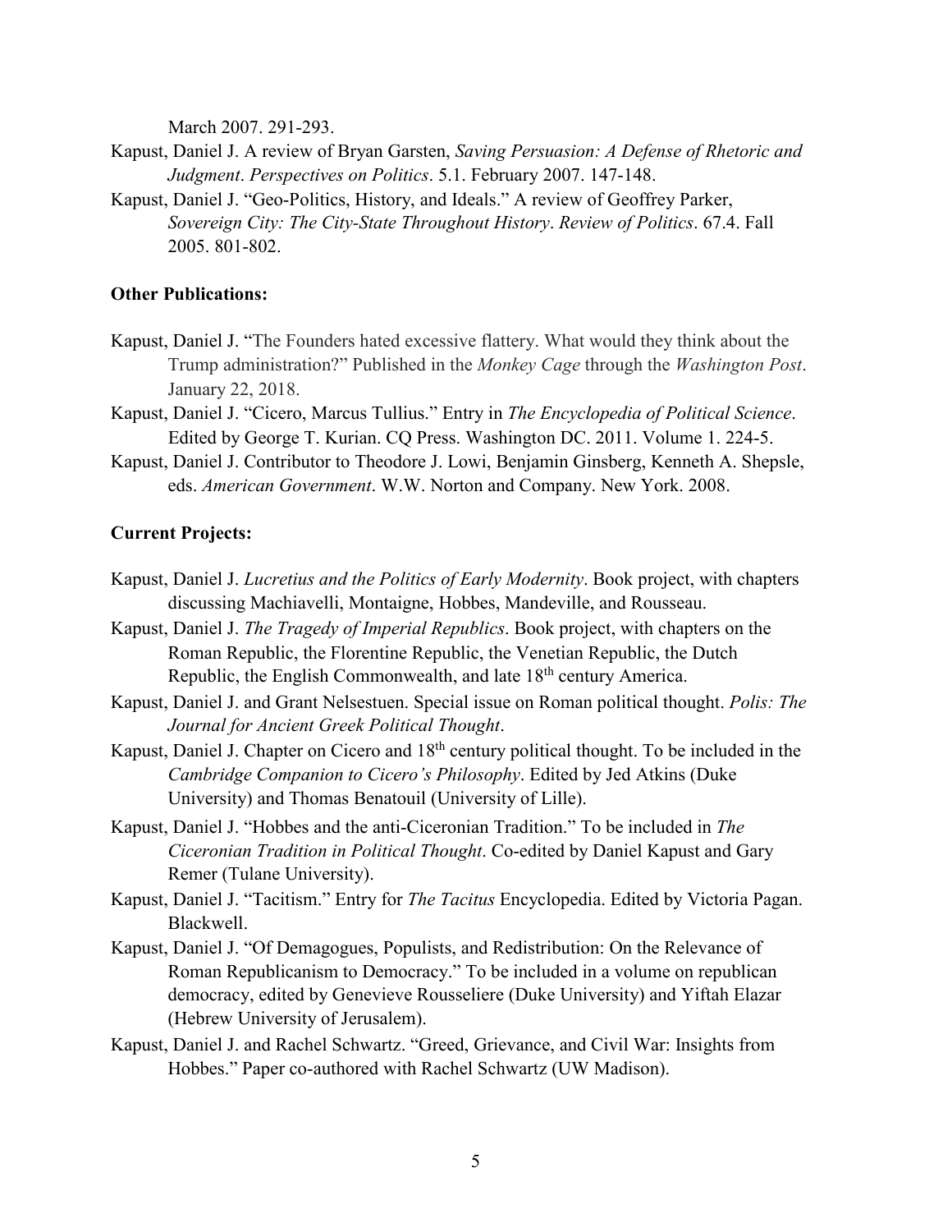March 2007. 291-293.

Kapust, Daniel J. A review of Bryan Garsten, *Saving Persuasion: A Defense of Rhetoric and Judgment*. *Perspectives on Politics*. 5.1. February 2007. 147-148.

Kapust, Daniel J. "Geo-Politics, History, and Ideals." A review of Geoffrey Parker, *Sovereign City: The City-State Throughout History*. *Review of Politics*. 67.4. Fall 2005. 801-802.

**Other Publications:**

Kapust, Daniel J. "The Founders hated excessive flattery. What would they think about the Trump administration?" Published in the *Monkey Cage* through the *Washington Post*. January 22, 2018.

Kapust, Daniel J. "Cicero, Marcus Tullius." Entry in *The Encyclopedia of Political Science*. Edited by George T. Kurian. CQ Press. Washington DC. 2011. Volume 1. 224-5.

Kapust, Daniel J. Contributor to Theodore J. Lowi, Benjamin Ginsberg, Kenneth A. Shepsle, eds. *American Government*. W.W. Norton and Company. New York. 2008.

**Current Projects:**

Kapust, Daniel J. *Lucretius and the Politics of Early Modernity*. Book project, with chapters discussing Machiavelli, Montaigne, Hobbes, Mandeville, and Rousseau.

Kapust, Daniel J. *The Tragedy of Imperial Republics*. Book project, with chapters on the Roman Republic, the Florentine Republic, the Venetian Republic, the Dutch Republic, the English Commonwealth, and late 18th century America.

Kapust, Daniel J. and Grant Nelsestuen. Special issue on Roman political thought. *Polis: The Journal for Ancient Greek Political Thought*.

Kapust, Daniel J. Chapter on Cicero and 18th century political thought. To be included in the *Cambridge Companion to Cicero's Philosophy*. Edited by Jed Atkins (Duke University) and Thomas Benatouil (University of Lille).

Kapust, Daniel J. "Hobbes and the anti-Ciceronian Tradition." To be included in *The Ciceronian Tradition in Political Thought*. Co-edited by Daniel Kapust and Gary Remer (Tulane University).

Kapust, Daniel J. "Tacitism." Entry for *The Tacitus* Encyclopedia. Edited by Victoria Pagan. Blackwell.

Kapust, Daniel J. "Of Demagogues, Populists, and Redistribution: On the Relevance of Roman Republicanism to Democracy." To be included in a volume on republican democracy, edited by Genevieve Rousseliere (Duke University) and Yiftah Elazar (Hebrew University of Jerusalem).

Kapust, Daniel J. and Rachel Schwartz. "Greed, Grievance, and Civil War: Insights from Hobbes." Paper co-authored with Rachel Schwartz (UW Madison).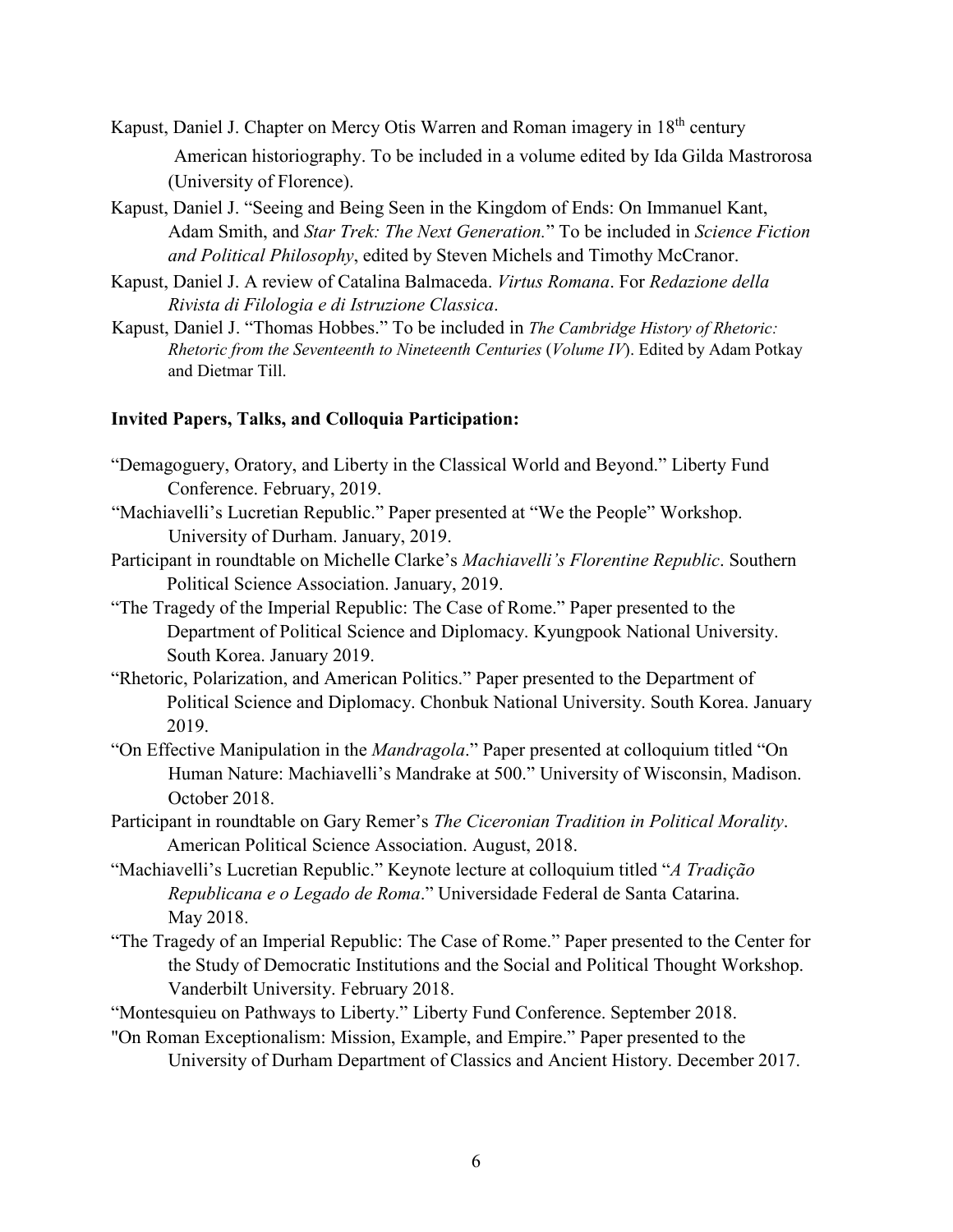Kapust, Daniel J. Chapter on Mercy Otis Warren and Roman imagery in 18th century American historiography. To be included in a volume edited by Ida Gilda Mastrorosa (University of Florence).

Kapust, Daniel J. "Seeing and Being Seen in the Kingdom of Ends: On Immanuel Kant, Adam Smith, and *Star Trek: The Next Generation.*" To be included in *Science Fiction and Political Philosophy*, edited by Steven Michels and Timothy McCranor.

Kapust, Daniel J. A review of Catalina Balmaceda. *Virtus Romana*. For *Redazione della Rivista di Filologia e di Istruzione Classica*.

Kapust, Daniel J. "Thomas Hobbes." To be included in *The Cambridge History of Rhetoric: Rhetoric from the Seventeenth to Nineteenth Centuries* (*Volume IV*). Edited by Adam Potkay and Dietmar Till.

**Invited Papers, Talks, and Colloquia Participation:**

"Demagoguery, Oratory, and Liberty in the Classical World and Beyond." Liberty Fund Conference. February, 2019.

"Machiavelli's Lucretian Republic." Paper presented at "We the People" Workshop. University of Durham. January, 2019.

Participant in roundtable on Michelle Clarke's *Machiavelli's Florentine Republic*. Southern Political Science Association. January, 2019.

"The Tragedy of the Imperial Republic: The Case of Rome." Paper presented to the Department of Political Science and Diplomacy. Kyungpook National University. South Korea. January 2019.

"Rhetoric, Polarization, and American Politics." Paper presented to the Department of Political Science and Diplomacy. Chonbuk National University. South Korea. January 2019.

"On Effective Manipulation in the *Mandragola*." Paper presented at colloquium titled "On Human Nature: Machiavelli's Mandrake at 500." University of Wisconsin, Madison. October 2018.

Participant in roundtable on Gary Remer's *The Ciceronian Tradition in Political Morality*. American Political Science Association. August, 2018.

"Machiavelli's Lucretian Republic." Keynote lecture at colloquium titled "*A Tradição Republicana e o Legado de Roma*." Universidade Federal de Santa Catarina. May 2018.

"The Tragedy of an Imperial Republic: The Case of Rome." Paper presented to the Center for the Study of Democratic Institutions and the Social and Political Thought Workshop. Vanderbilt University. February 2018.

"Montesquieu on Pathways to Liberty." Liberty Fund Conference. September 2018.

"On Roman Exceptionalism: Mission, Example, and Empire." Paper presented to the University of Durham Department of Classics and Ancient History. December 2017.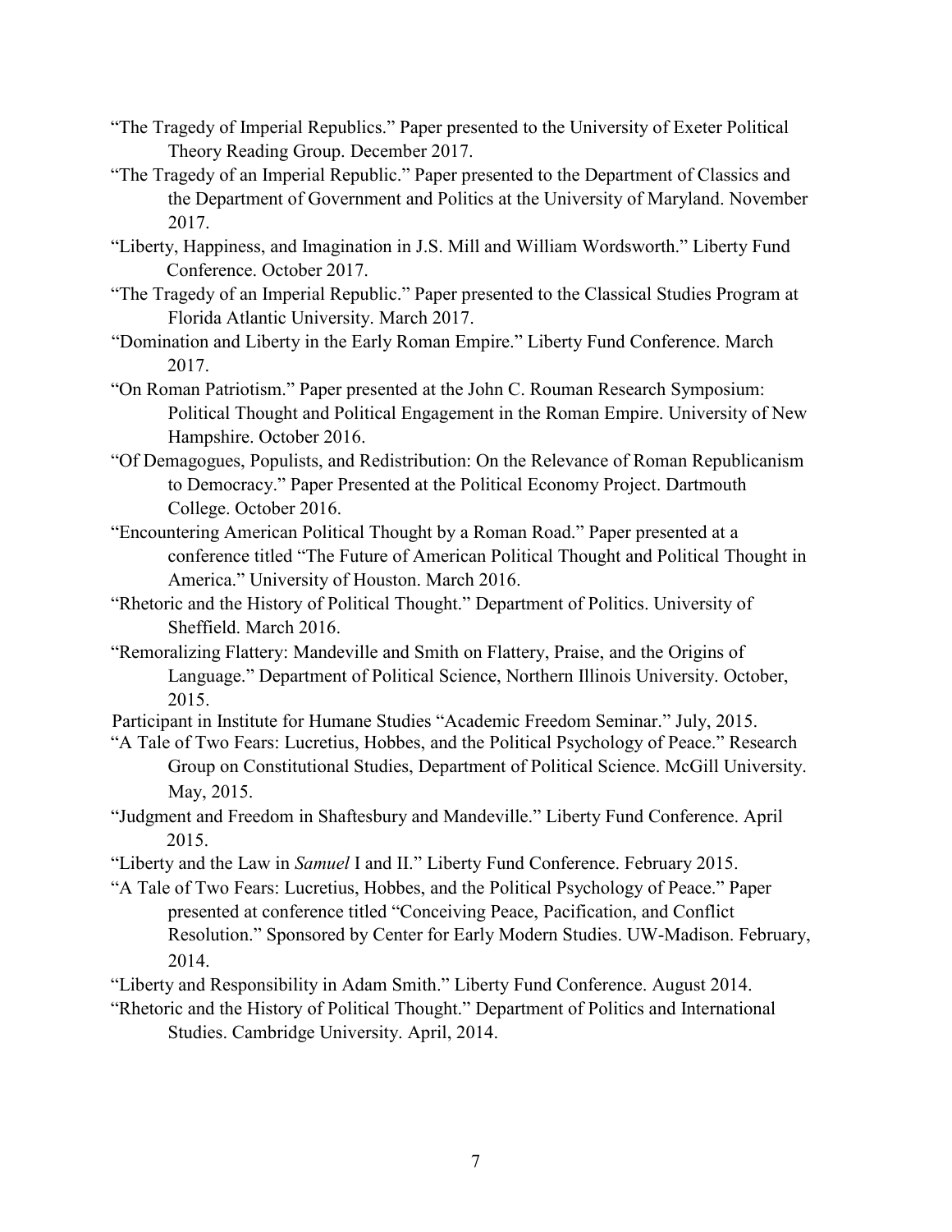"The Tragedy of Imperial Republics." Paper presented to the University of Exeter Political Theory Reading Group. December 2017.

"The Tragedy of an Imperial Republic." Paper presented to the Department of Classics and the Department of Government and Politics at the University of Maryland. November 2017.

"Liberty, Happiness, and Imagination in J.S. Mill and William Wordsworth." Liberty Fund Conference. October 2017.

"The Tragedy of an Imperial Republic." Paper presented to the Classical Studies Program at Florida Atlantic University. March 2017.

"Domination and Liberty in the Early Roman Empire." Liberty Fund Conference. March 2017.

"On Roman Patriotism." Paper presented at the John C. Rouman Research Symposium: Political Thought and Political Engagement in the Roman Empire. University of New Hampshire. October 2016.

"Of Demagogues, Populists, and Redistribution: On the Relevance of Roman Republicanism to Democracy." Paper Presented at the Political Economy Project. Dartmouth College. October 2016.

"Encountering American Political Thought by a Roman Road." Paper presented at a conference titled "The Future of American Political Thought and Political Thought in America." University of Houston. March 2016.

"Rhetoric and the History of Political Thought." Department of Politics. University of Sheffield. March 2016.

"Remoralizing Flattery: Mandeville and Smith on Flattery, Praise, and the Origins of Language." Department of Political Science, Northern Illinois University. October, 2015.

Participant in Institute for Humane Studies "Academic Freedom Seminar." July, 2015.

"A Tale of Two Fears: Lucretius, Hobbes, and the Political Psychology of Peace." Research Group on Constitutional Studies, Department of Political Science. McGill University. May, 2015.

"Judgment and Freedom in Shaftesbury and Mandeville." Liberty Fund Conference. April 2015.

"Liberty and the Law in *Samuel* I and II." Liberty Fund Conference. February 2015.

"A Tale of Two Fears: Lucretius, Hobbes, and the Political Psychology of Peace." Paper presented at conference titled "Conceiving Peace, Pacification, and Conflict Resolution." Sponsored by Center for Early Modern Studies. UW-Madison. February, 2014.

"Liberty and Responsibility in Adam Smith." Liberty Fund Conference. August 2014.

"Rhetoric and the History of Political Thought." Department of Politics and International Studies. Cambridge University. April, 2014.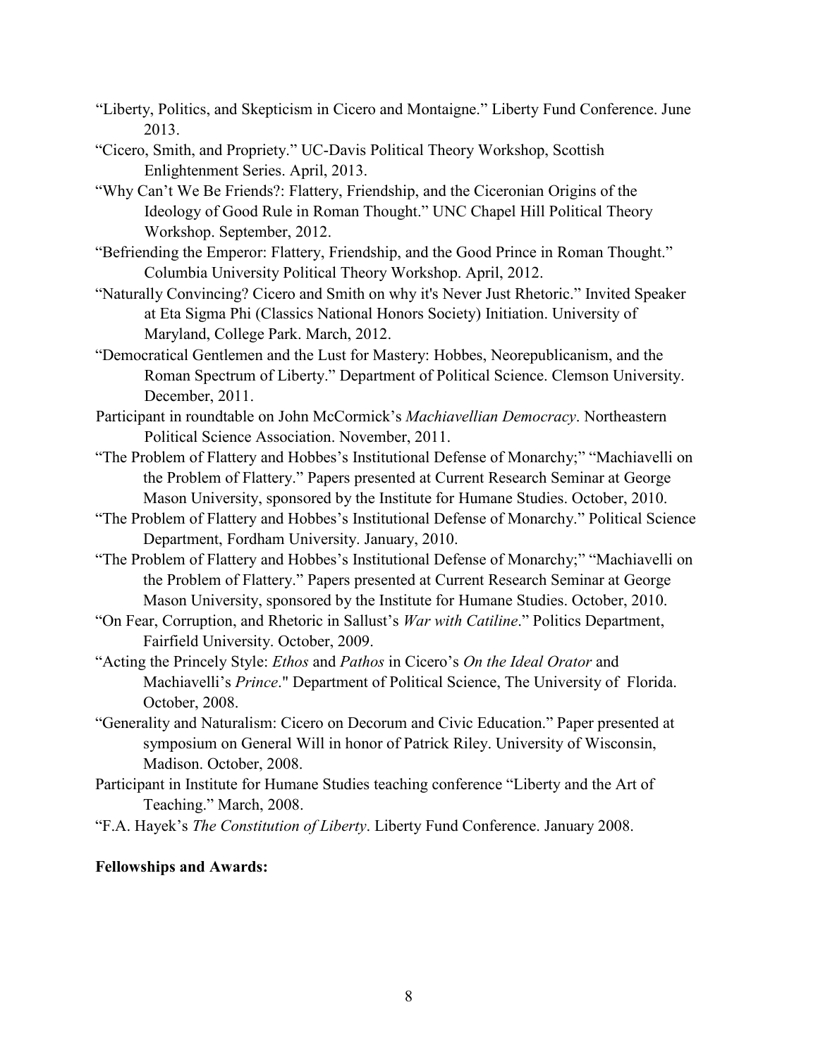"Liberty, Politics, and Skepticism in Cicero and Montaigne." Liberty Fund Conference. June 2013.

"Cicero, Smith, and Propriety." UC-Davis Political Theory Workshop, Scottish Enlightenment Series. April, 2013.

"Why Can't We Be Friends?: Flattery, Friendship, and the Ciceronian Origins of the Ideology of Good Rule in Roman Thought." UNC Chapel Hill Political Theory Workshop. September, 2012.

"Befriending the Emperor: Flattery, Friendship, and the Good Prince in Roman Thought." Columbia University Political Theory Workshop. April, 2012.

"Naturally Convincing? Cicero and Smith on why it's Never Just Rhetoric." Invited Speaker at Eta Sigma Phi (Classics National Honors Society) Initiation. University of Maryland, College Park. March, 2012.

"Democratical Gentlemen and the Lust for Mastery: Hobbes, Neorepublicanism, and the Roman Spectrum of Liberty." Department of Political Science. Clemson University. December, 2011.

Participant in roundtable on John McCormick's *Machiavellian Democracy*. Northeastern Political Science Association. November, 2011.

"The Problem of Flattery and Hobbes's Institutional Defense of Monarchy;" "Machiavelli on the Problem of Flattery." Papers presented at Current Research Seminar at George Mason University, sponsored by the Institute for Humane Studies. October, 2010.

"The Problem of Flattery and Hobbes's Institutional Defense of Monarchy." Political Science Department, Fordham University. January, 2010.

"The Problem of Flattery and Hobbes's Institutional Defense of Monarchy;" "Machiavelli on the Problem of Flattery." Papers presented at Current Research Seminar at George Mason University, sponsored by the Institute for Humane Studies. October, 2010.

"On Fear, Corruption, and Rhetoric in Sallust's *War with Catiline*." Politics Department, Fairfield University. October, 2009.

"Acting the Princely Style: *Ethos* and *Pathos* in Cicero's *On the Ideal Orator* and Machiavelli's *Prince*." Department of Political Science, The University of Florida. October, 2008.

"Generality and Naturalism: Cicero on Decorum and Civic Education." Paper presented at symposium on General Will in honor of Patrick Riley. University of Wisconsin, Madison. October, 2008.

Participant in Institute for Humane Studies teaching conference "Liberty and the Art of Teaching." March, 2008.

"F.A. Hayek's *The Constitution of Liberty*. Liberty Fund Conference. January 2008.

**Fellowships and Awards:**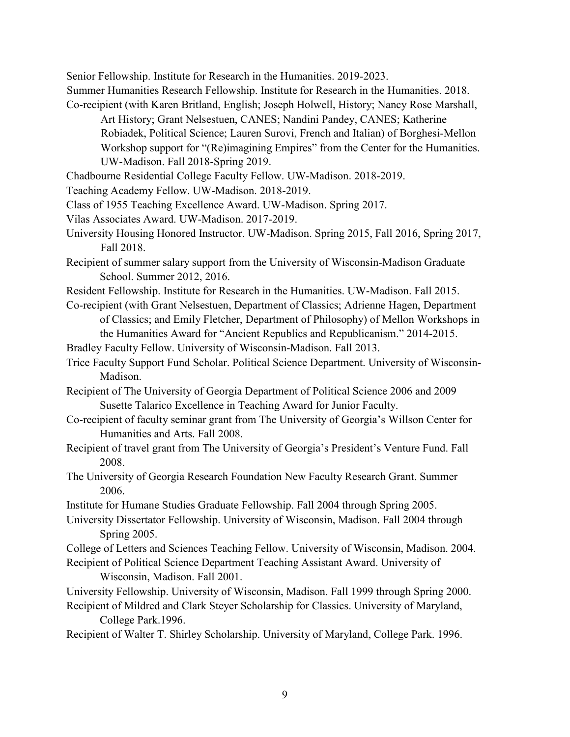Senior Fellowship. Institute for Research in the Humanities. 2019-2023.

Summer Humanities Research Fellowship. Institute for Research in the Humanities. 2018.

Co-recipient (with Karen Britland, English; Joseph Holwell, History; Nancy Rose Marshall, Art History; Grant Nelsestuen, CANES; Nandini Pandey, CANES; Katherine Robiadek, Political Science; Lauren Surovi, French and Italian) of Borghesi-Mellon Workshop support for "(Re)imagining Empires" from the Center for the Humanities. UW-Madison. Fall 2018-Spring 2019.

Chadbourne Residential College Faculty Fellow. UW-Madison. 2018-2019.

Teaching Academy Fellow. UW-Madison. 2018-2019.

Class of 1955 Teaching Excellence Award. UW-Madison. Spring 2017.

Vilas Associates Award. UW-Madison. 2017-2019.

University Housing Honored Instructor. UW-Madison. Spring 2015, Fall 2016, Spring 2017, Fall 2018.

Recipient of summer salary support from the University of Wisconsin-Madison Graduate School. Summer 2012, 2016.

Resident Fellowship. Institute for Research in the Humanities. UW-Madison. Fall 2015.

Co-recipient (with Grant Nelsestuen, Department of Classics; Adrienne Hagen, Department of Classics; and Emily Fletcher, Department of Philosophy) of Mellon Workshops in the Humanities Award for "Ancient Republics and Republicanism." 2014-2015.

Bradley Faculty Fellow. University of Wisconsin-Madison. Fall 2013.

Trice Faculty Support Fund Scholar. Political Science Department. University of Wisconsin-Madison.

Recipient of The University of Georgia Department of Political Science 2006 and 2009 Susette Talarico Excellence in Teaching Award for Junior Faculty.

Co-recipient of faculty seminar grant from The University of Georgia's Willson Center for Humanities and Arts. Fall 2008.

Recipient of travel grant from The University of Georgia's President's Venture Fund. Fall 2008.

The University of Georgia Research Foundation New Faculty Research Grant. Summer 2006.

Institute for Humane Studies Graduate Fellowship. Fall 2004 through Spring 2005.

University Dissertator Fellowship. University of Wisconsin, Madison. Fall 2004 through Spring 2005.

College of Letters and Sciences Teaching Fellow. University of Wisconsin, Madison. 2004.

Recipient of Political Science Department Teaching Assistant Award. University of Wisconsin, Madison. Fall 2001.

University Fellowship. University of Wisconsin, Madison. Fall 1999 through Spring 2000.

Recipient of Mildred and Clark Steyer Scholarship for Classics. University of Maryland, College Park.1996.

Recipient of Walter T. Shirley Scholarship. University of Maryland, College Park. 1996.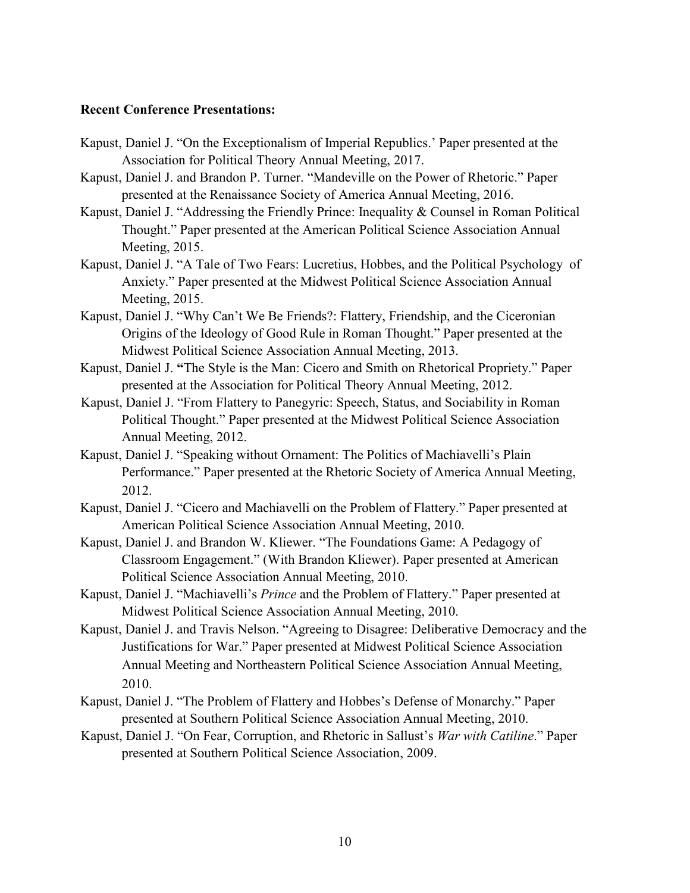**Recent Conference Presentations:**

Kapust, Daniel J. “On the Exceptionalism of Imperial Republics.’ Paper presented at the Association for Political Theory Annual Meeting, 2017.

Kapust, Daniel J. and Brandon P. Turner. “Mandeville on the Power of Rhetoric.” Paper presented at the Renaissance Society of America Annual Meeting, 2016.

Kapust, Daniel J. “Addressing the Friendly Prince: Inequality & Counsel in Roman Political Thought.” Paper presented at the American Political Science Association Annual Meeting, 2015.

Kapust, Daniel J. “A Tale of Two Fears: Lucretius, Hobbes, and the Political Psychology of Anxiety.” Paper presented at the Midwest Political Science Association Annual Meeting, 2015.

Kapust, Daniel J. “Why Can’t We Be Friends?: Flattery, Friendship, and the Ciceronian Origins of the Ideology of Good Rule in Roman Thought.” Paper presented at the Midwest Political Science Association Annual Meeting, 2013.

Kapust, Daniel J. **“**The Style is the Man: Cicero and Smith on Rhetorical Propriety.” Paper presented at the Association for Political Theory Annual Meeting, 2012.

Kapust, Daniel J. “From Flattery to Panegyric: Speech, Status, and Sociability in Roman Political Thought.” Paper presented at the Midwest Political Science Association Annual Meeting, 2012.

Kapust, Daniel J. “Speaking without Ornament: The Politics of Machiavelli’s Plain Performance.” Paper presented at the Rhetoric Society of America Annual Meeting, 2012.

Kapust, Daniel J. “Cicero and Machiavelli on the Problem of Flattery.” Paper presented at American Political Science Association Annual Meeting, 2010.

Kapust, Daniel J. and Brandon W. Kliewer. “The Foundations Game: A Pedagogy of Classroom Engagement.” (With Brandon Kliewer). Paper presented at American Political Science Association Annual Meeting, 2010.

Kapust, Daniel J. “Machiavelli’s *Prince* and the Problem of Flattery.” Paper presented at Midwest Political Science Association Annual Meeting, 2010.

Kapust, Daniel J. and Travis Nelson. “Agreeing to Disagree: Deliberative Democracy and the Justifications for War.” Paper presented at Midwest Political Science Association Annual Meeting and Northeastern Political Science Association Annual Meeting, 2010.

Kapust, Daniel J. “The Problem of Flattery and Hobbes’s Defense of Monarchy.” Paper presented at Southern Political Science Association Annual Meeting, 2010.

Kapust, Daniel J. “On Fear, Corruption, and Rhetoric in Sallust’s *War with Catiline*.” Paper presented at Southern Political Science Association, 2009.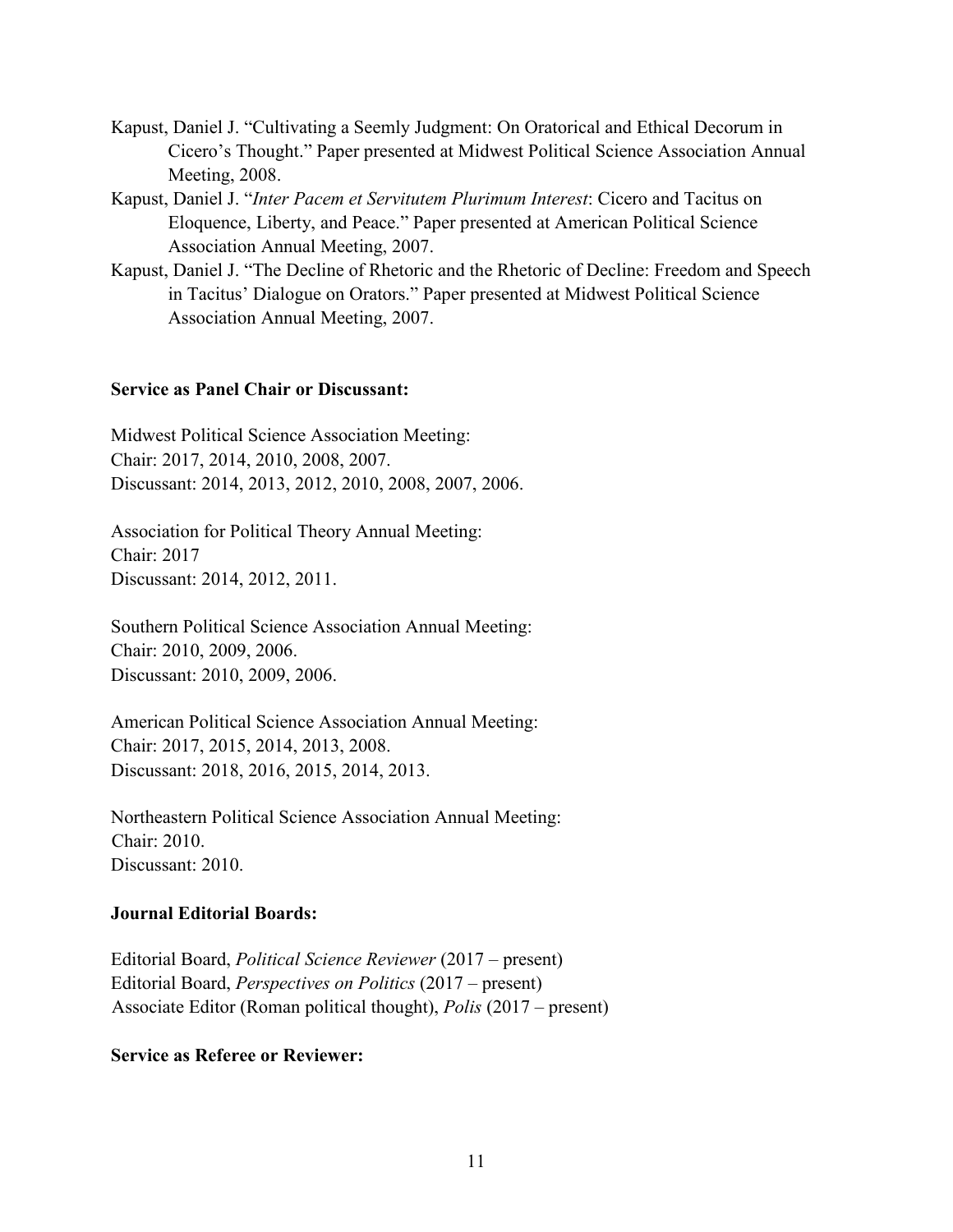Kapust, Daniel J. "Cultivating a Seemly Judgment: On Oratorical and Ethical Decorum in Cicero's Thought." Paper presented at Midwest Political Science Association Annual Meeting, 2008.

Kapust, Daniel J. "*Inter Pacem et Servitutem Plurimum Interest*: Cicero and Tacitus on Eloquence, Liberty, and Peace." Paper presented at American Political Science Association Annual Meeting, 2007.

Kapust, Daniel J. "The Decline of Rhetoric and the Rhetoric of Decline: Freedom and Speech in Tacitus' Dialogue on Orators." Paper presented at Midwest Political Science Association Annual Meeting, 2007.

**Service as Panel Chair or Discussant:**

Midwest Political Science Association Meeting:
Chair: 2017, 2014, 2010, 2008, 2007.
Discussant: 2014, 2013, 2012, 2010, 2008, 2007, 2006.

Association for Political Theory Annual Meeting:
Chair: 2017
Discussant: 2014, 2012, 2011.

Southern Political Science Association Annual Meeting:
Chair: 2010, 2009, 2006.
Discussant: 2010, 2009, 2006.

American Political Science Association Annual Meeting:
Chair: 2017, 2015, 2014, 2013, 2008.
Discussant: 2018, 2016, 2015, 2014, 2013.

Northeastern Political Science Association Annual Meeting:
Chair: 2010.
Discussant: 2010.

**Journal Editorial Boards:**

Editorial Board, *Political Science Reviewer* (2017 – present)
Editorial Board, *Perspectives on Politics* (2017 – present)
Associate Editor (Roman political thought), *Polis* (2017 – present)

**Service as Referee or Reviewer:**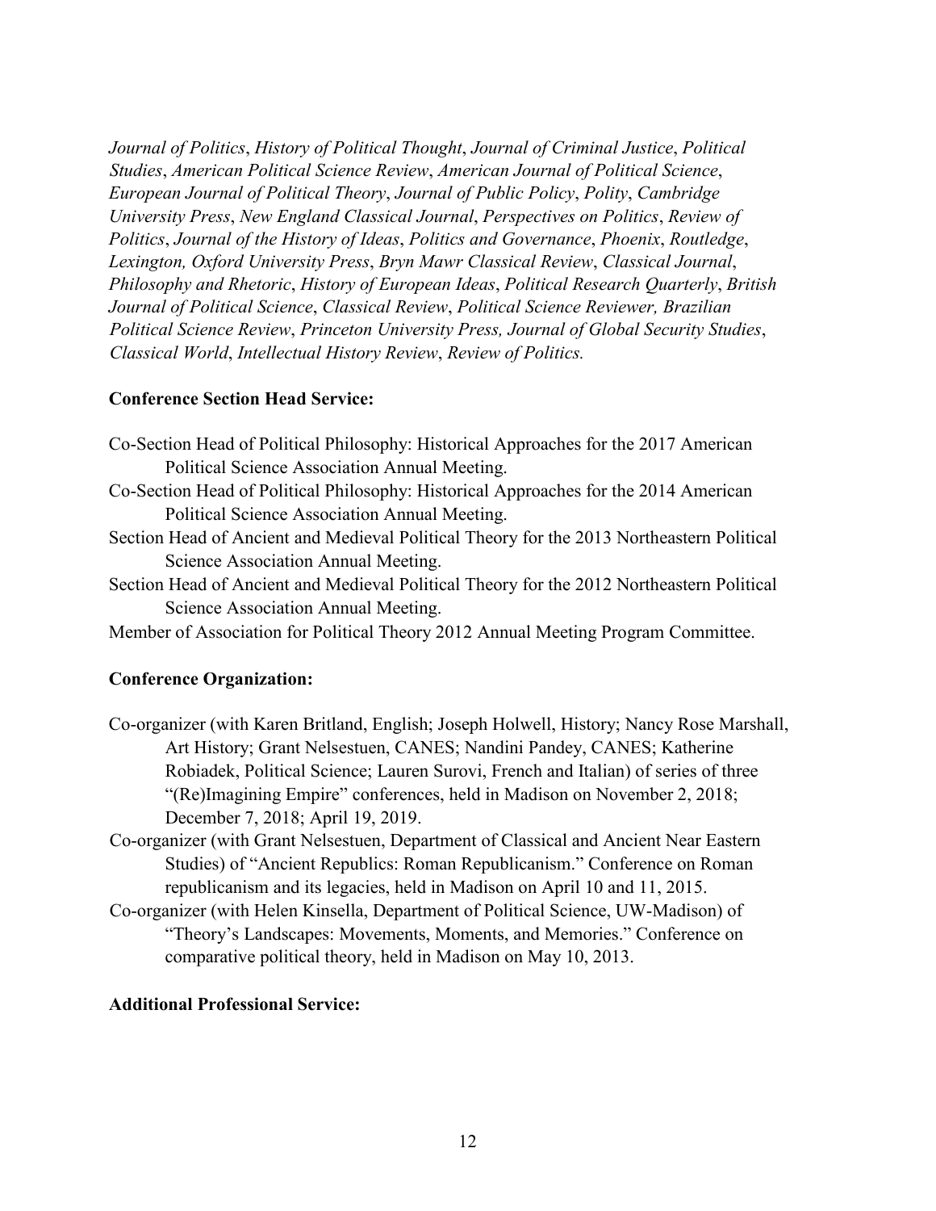*Journal of Politics*, *History of Political Thought*, *Journal of Criminal Justice*, *Political Studies*, *American Political Science Review*, *American Journal of Political Science*, *European Journal of Political Theory*, *Journal of Public Policy*, *Polity*, *Cambridge University Press*, *New England Classical Journal*, *Perspectives on Politics*, *Review of Politics*, *Journal of the History of Ideas*, *Politics and Governance*, *Phoenix*, *Routledge*, *Lexington, Oxford University Press*, *Bryn Mawr Classical Review*, *Classical Journal*, *Philosophy and Rhetoric*, *History of European Ideas*, *Political Research Quarterly*, *British Journal of Political Science*, *Classical Review*, *Political Science Reviewer, Brazilian Political Science Review*, *Princeton University Press, Journal of Global Security Studies*, *Classical World*, *Intellectual History Review*, *Review of Politics.*

**Conference Section Head Service:**

Co-Section Head of Political Philosophy: Historical Approaches for the 2017 American Political Science Association Annual Meeting.

Co-Section Head of Political Philosophy: Historical Approaches for the 2014 American Political Science Association Annual Meeting.

Section Head of Ancient and Medieval Political Theory for the 2013 Northeastern Political Science Association Annual Meeting.

Section Head of Ancient and Medieval Political Theory for the 2012 Northeastern Political Science Association Annual Meeting.

Member of Association for Political Theory 2012 Annual Meeting Program Committee.

**Conference Organization:**

Co-organizer (with Karen Britland, English; Joseph Holwell, History; Nancy Rose Marshall, Art History; Grant Nelsestuen, CANES; Nandini Pandey, CANES; Katherine Robiadek, Political Science; Lauren Surovi, French and Italian) of series of three "(Re)Imagining Empire" conferences, held in Madison on November 2, 2018; December 7, 2018; April 19, 2019.

Co-organizer (with Grant Nelsestuen, Department of Classical and Ancient Near Eastern Studies) of "Ancient Republics: Roman Republicanism." Conference on Roman republicanism and its legacies, held in Madison on April 10 and 11, 2015.

Co-organizer (with Helen Kinsella, Department of Political Science, UW-Madison) of "Theory's Landscapes: Movements, Moments, and Memories." Conference on comparative political theory, held in Madison on May 10, 2013.

**Additional Professional Service:**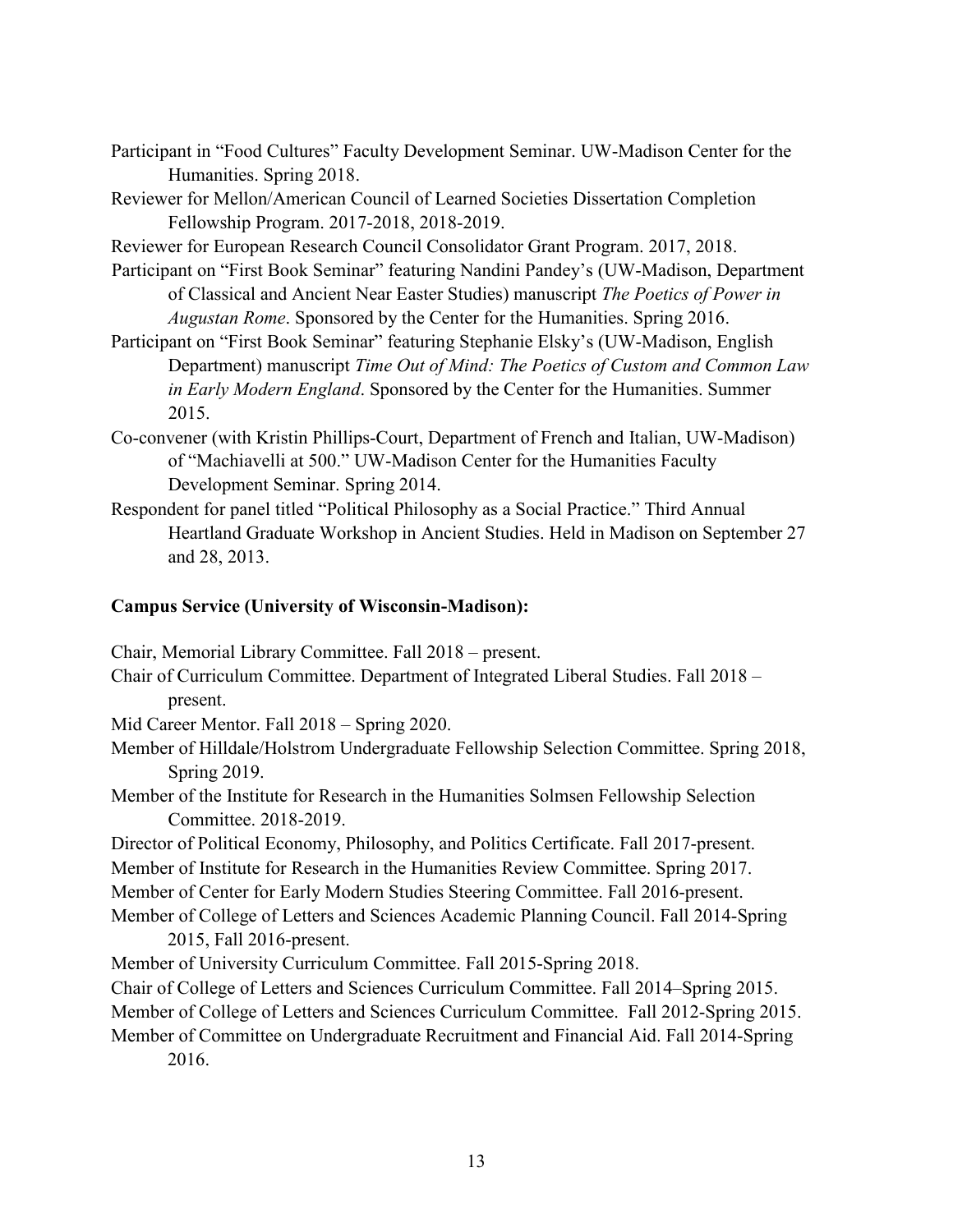Participant in "Food Cultures" Faculty Development Seminar. UW-Madison Center for the Humanities. Spring 2018.

Reviewer for Mellon/American Council of Learned Societies Dissertation Completion Fellowship Program. 2017-2018, 2018-2019.

Reviewer for European Research Council Consolidator Grant Program. 2017, 2018.

Participant on "First Book Seminar" featuring Nandini Pandey's (UW-Madison, Department of Classical and Ancient Near Easter Studies) manuscript *The Poetics of Power in Augustan Rome*. Sponsored by the Center for the Humanities. Spring 2016.

Participant on "First Book Seminar" featuring Stephanie Elsky's (UW-Madison, English Department) manuscript *Time Out of Mind: The Poetics of Custom and Common Law in Early Modern England*. Sponsored by the Center for the Humanities. Summer 2015.

Co-convener (with Kristin Phillips-Court, Department of French and Italian, UW-Madison) of "Machiavelli at 500." UW-Madison Center for the Humanities Faculty Development Seminar. Spring 2014.

Respondent for panel titled "Political Philosophy as a Social Practice." Third Annual Heartland Graduate Workshop in Ancient Studies. Held in Madison on September 27 and 28, 2013.

**Campus Service (University of Wisconsin-Madison):**

Chair, Memorial Library Committee. Fall 2018 – present.

Chair of Curriculum Committee. Department of Integrated Liberal Studies. Fall 2018 – present.

Mid Career Mentor. Fall 2018 – Spring 2020.

Member of Hilldale/Holstrom Undergraduate Fellowship Selection Committee. Spring 2018, Spring 2019.

Member of the Institute for Research in the Humanities Solmsen Fellowship Selection Committee. 2018-2019.

Director of Political Economy, Philosophy, and Politics Certificate. Fall 2017-present.

Member of Institute for Research in the Humanities Review Committee. Spring 2017.

Member of Center for Early Modern Studies Steering Committee. Fall 2016-present.

Member of College of Letters and Sciences Academic Planning Council. Fall 2014-Spring 2015, Fall 2016-present.

Member of University Curriculum Committee. Fall 2015-Spring 2018.

Chair of College of Letters and Sciences Curriculum Committee. Fall 2014–Spring 2015.

Member of College of Letters and Sciences Curriculum Committee. Fall 2012-Spring 2015.

Member of Committee on Undergraduate Recruitment and Financial Aid. Fall 2014-Spring 2016.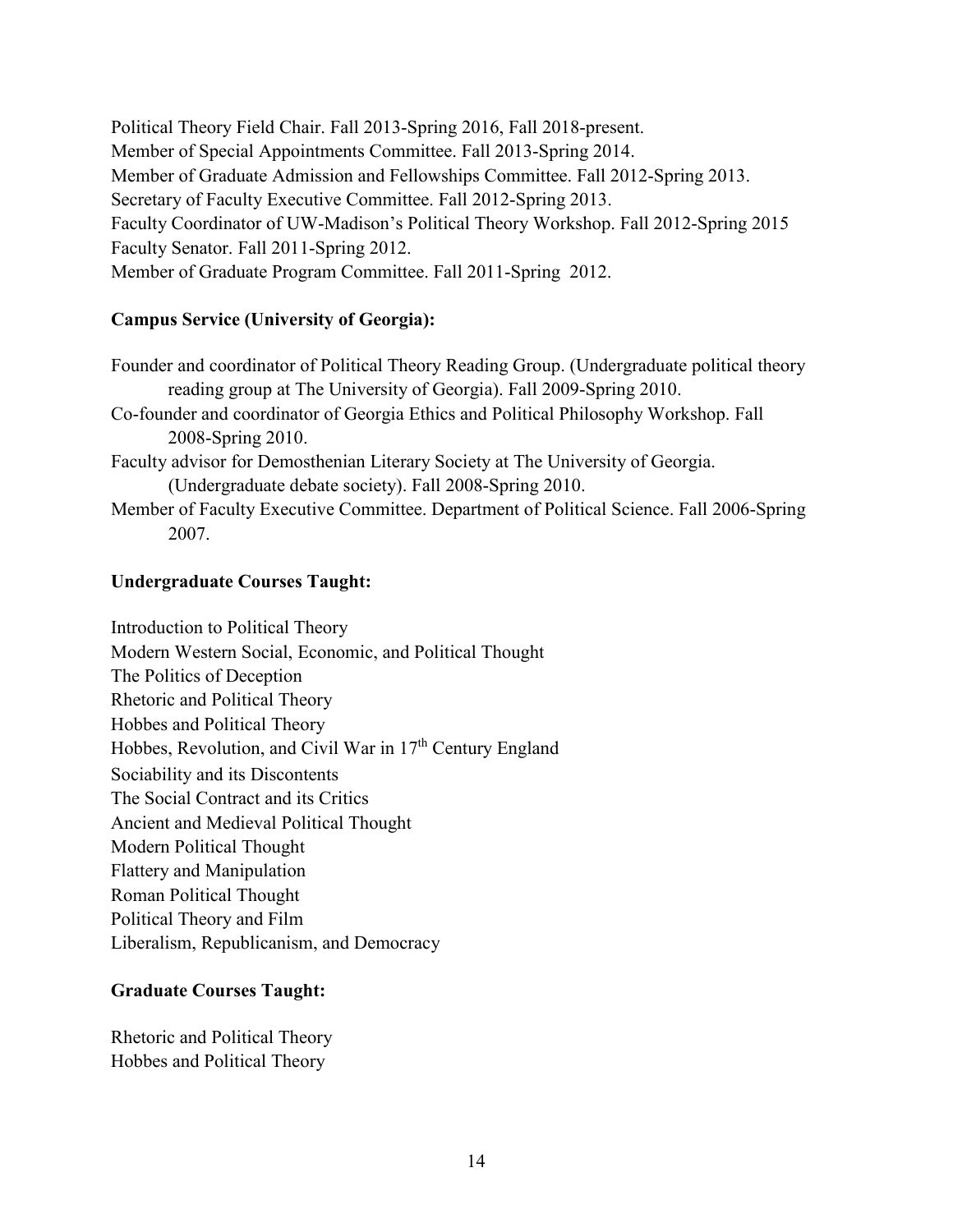Political Theory Field Chair. Fall 2013-Spring 2016, Fall 2018-present.
Member of Special Appointments Committee. Fall 2013-Spring 2014.
Member of Graduate Admission and Fellowships Committee. Fall 2012-Spring 2013.
Secretary of Faculty Executive Committee. Fall 2012-Spring 2013.
Faculty Coordinator of UW-Madison's Political Theory Workshop. Fall 2012-Spring 2015
Faculty Senator. Fall 2011-Spring 2012.
Member of Graduate Program Committee. Fall 2011-Spring 2012.

**Campus Service (University of Georgia):**

Founder and coordinator of Political Theory Reading Group. (Undergraduate political theory reading group at The University of Georgia). Fall 2009-Spring 2010.
Co-founder and coordinator of Georgia Ethics and Political Philosophy Workshop. Fall 2008-Spring 2010.
Faculty advisor for Demosthenian Literary Society at The University of Georgia. (Undergraduate debate society). Fall 2008-Spring 2010.
Member of Faculty Executive Committee. Department of Political Science. Fall 2006-Spring 2007.

**Undergraduate Courses Taught:**

Introduction to Political Theory
Modern Western Social, Economic, and Political Thought
The Politics of Deception
Rhetoric and Political Theory
Hobbes and Political Theory
Hobbes, Revolution, and Civil War in 17th Century England
Sociability and its Discontents
The Social Contract and its Critics
Ancient and Medieval Political Thought
Modern Political Thought
Flattery and Manipulation
Roman Political Thought
Political Theory and Film
Liberalism, Republicanism, and Democracy

**Graduate Courses Taught:**

Rhetoric and Political Theory
Hobbes and Political Theory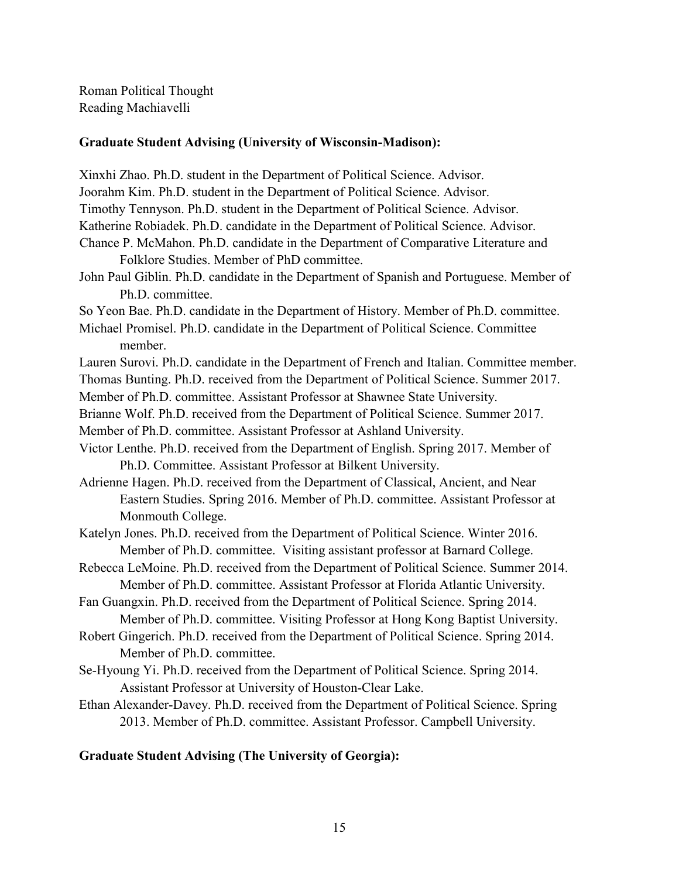Roman Political Thought
Reading Machiavelli

**Graduate Student Advising (University of Wisconsin-Madison):**

Xinxhi Zhao. Ph.D. student in the Department of Political Science. Advisor.
Joorahm Kim. Ph.D. student in the Department of Political Science. Advisor.
Timothy Tennyson. Ph.D. student in the Department of Political Science. Advisor.
Katherine Robiadek. Ph.D. candidate in the Department of Political Science. Advisor.
Chance P. McMahon. Ph.D. candidate in the Department of Comparative Literature and Folklore Studies. Member of PhD committee.
John Paul Giblin. Ph.D. candidate in the Department of Spanish and Portuguese. Member of Ph.D. committee.
So Yeon Bae. Ph.D. candidate in the Department of History. Member of Ph.D. committee.
Michael Promisel. Ph.D. candidate in the Department of Political Science. Committee member.
Lauren Surovi. Ph.D. candidate in the Department of French and Italian. Committee member.
Thomas Bunting. Ph.D. received from the Department of Political Science. Summer 2017. Member of Ph.D. committee. Assistant Professor at Shawnee State University.
Brianne Wolf. Ph.D. received from the Department of Political Science. Summer 2017. Member of Ph.D. committee. Assistant Professor at Ashland University.
Victor Lenthe. Ph.D. received from the Department of English. Spring 2017. Member of Ph.D. Committee. Assistant Professor at Bilkent University.
Adrienne Hagen. Ph.D. received from the Department of Classical, Ancient, and Near Eastern Studies. Spring 2016. Member of Ph.D. committee. Assistant Professor at Monmouth College.
Katelyn Jones. Ph.D. received from the Department of Political Science. Winter 2016. Member of Ph.D. committee. Visiting assistant professor at Barnard College.
Rebecca LeMoine. Ph.D. received from the Department of Political Science. Summer 2014. Member of Ph.D. committee. Assistant Professor at Florida Atlantic University.
Fan Guangxin. Ph.D. received from the Department of Political Science. Spring 2014. Member of Ph.D. committee. Visiting Professor at Hong Kong Baptist University.
Robert Gingerich. Ph.D. received from the Department of Political Science. Spring 2014. Member of Ph.D. committee.
Se-Hyoung Yi. Ph.D. received from the Department of Political Science. Spring 2014. Assistant Professor at University of Houston-Clear Lake.
Ethan Alexander-Davey. Ph.D. received from the Department of Political Science. Spring 2013. Member of Ph.D. committee. Assistant Professor. Campbell University.

**Graduate Student Advising (The University of Georgia):**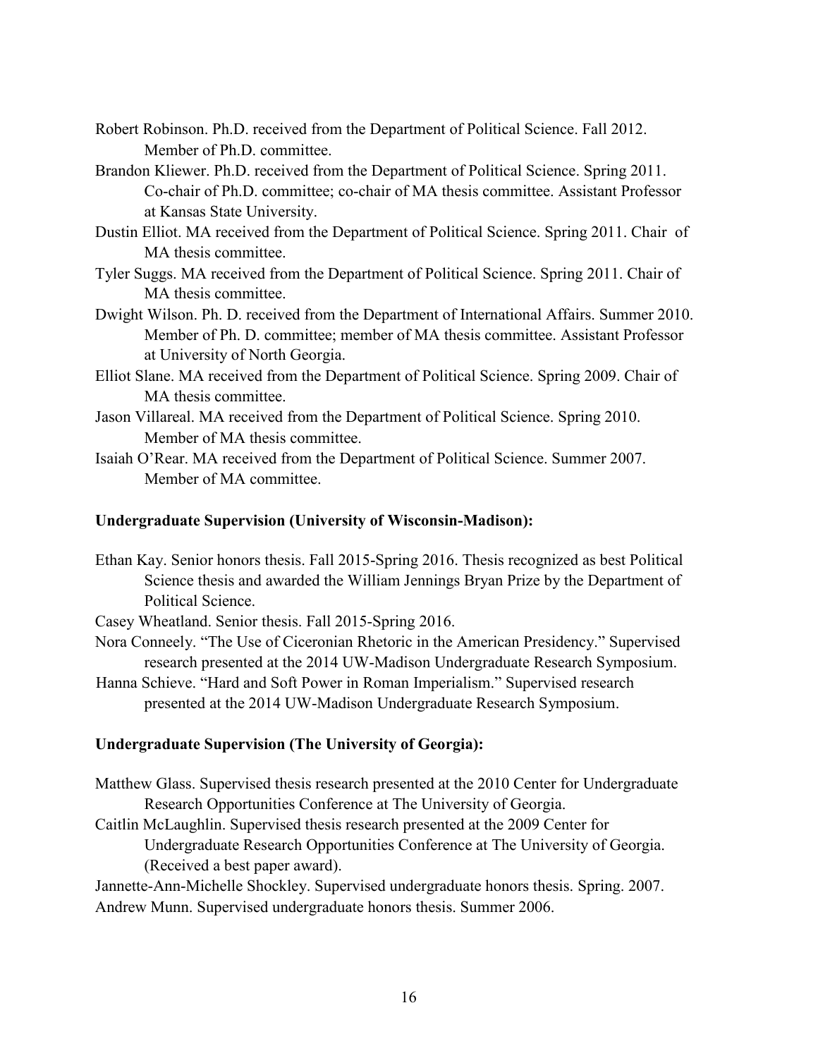Robert Robinson. Ph.D. received from the Department of Political Science. Fall 2012. Member of Ph.D. committee.

Brandon Kliewer. Ph.D. received from the Department of Political Science. Spring 2011. Co-chair of Ph.D. committee; co-chair of MA thesis committee. Assistant Professor at Kansas State University.

Dustin Elliot. MA received from the Department of Political Science. Spring 2011. Chair of MA thesis committee.

Tyler Suggs. MA received from the Department of Political Science. Spring 2011. Chair of MA thesis committee.

Dwight Wilson. Ph. D. received from the Department of International Affairs. Summer 2010. Member of Ph. D. committee; member of MA thesis committee. Assistant Professor at University of North Georgia.

Elliot Slane. MA received from the Department of Political Science. Spring 2009. Chair of MA thesis committee.

Jason Villareal. MA received from the Department of Political Science. Spring 2010. Member of MA thesis committee.

Isaiah O'Rear. MA received from the Department of Political Science. Summer 2007. Member of MA committee.

**Undergraduate Supervision (University of Wisconsin-Madison):**

Ethan Kay. Senior honors thesis. Fall 2015-Spring 2016. Thesis recognized as best Political Science thesis and awarded the William Jennings Bryan Prize by the Department of Political Science.

Casey Wheatland. Senior thesis. Fall 2015-Spring 2016.

Nora Conneely. "The Use of Ciceronian Rhetoric in the American Presidency." Supervised research presented at the 2014 UW-Madison Undergraduate Research Symposium.

Hanna Schieve. "Hard and Soft Power in Roman Imperialism." Supervised research presented at the 2014 UW-Madison Undergraduate Research Symposium.

**Undergraduate Supervision (The University of Georgia):**

Matthew Glass. Supervised thesis research presented at the 2010 Center for Undergraduate Research Opportunities Conference at The University of Georgia.

Caitlin McLaughlin. Supervised thesis research presented at the 2009 Center for Undergraduate Research Opportunities Conference at The University of Georgia. (Received a best paper award).

Jannette-Ann-Michelle Shockley. Supervised undergraduate honors thesis. Spring. 2007.

Andrew Munn. Supervised undergraduate honors thesis. Summer 2006.